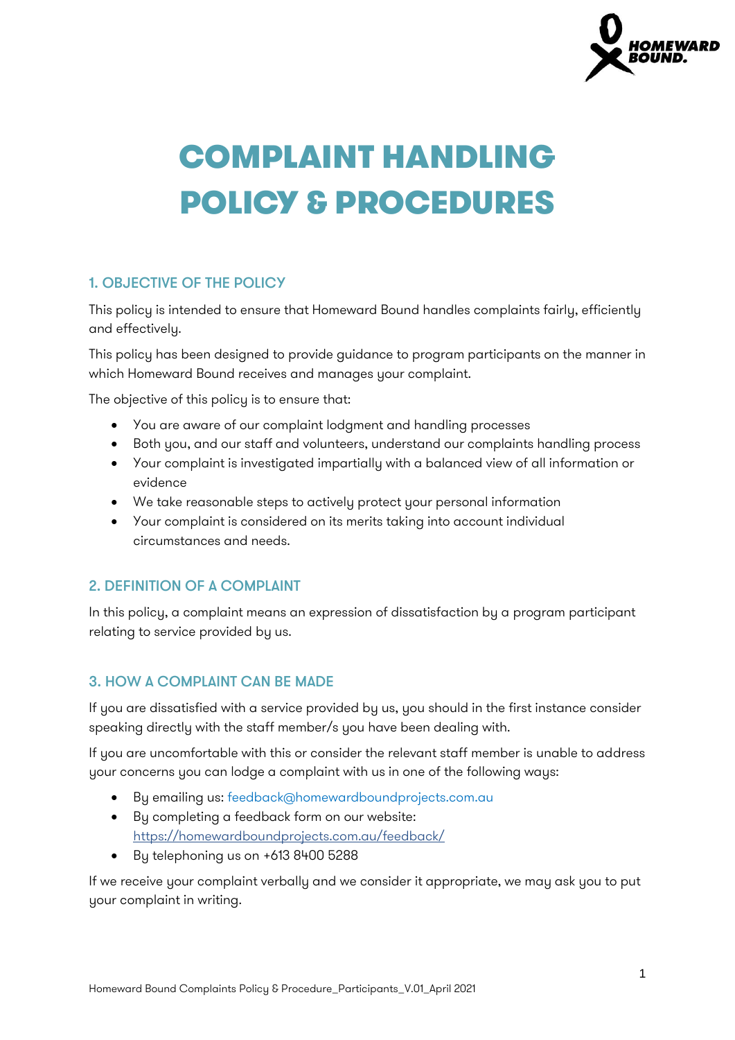# COMPLAINT HANDLING POLICY & PROCEDURES

## 1. OBJECTIVE OF THE POLICY

This policy is intended to ensure that Homeward Bound handles complaints fairly, efficiently and effectively.

This policy has been designed to provide guidance to program participants on the manner in which Homeward Bound receives and manages your complaint.

The objective of this policy is to ensure that:

- You are aware of our complaint lodgment and handling processes
- Both you, and our staff and volunteers, understand our complaints handling process
- Your complaint is investigated impartially with a balanced view of all information or evidence
- We take reasonable steps to actively protect your personal information
- Your complaint is considered on its merits taking into account individual circumstances and needs.

## 2. DEFINITION OF A COMPLAINT

In this policy, a complaint means an expression of dissatisfaction by a program participant relating to service provided by us.

## 3. HOW A COMPLAINT CAN BE MADE

If you are dissatisfied with a service provided by us, you should in the first instance consider speaking directly with the staff member/s you have been dealing with.

If you are uncomfortable with this or consider the relevant staff member is unable to address your concerns you can lodge a complaint with us in one of the following ways:

- By emailing us: feedback@homewardboundprojects.com.au
- By completing a feedback form on our website: https://homewardboundprojects.com.au/feedback/
- By telephoning us on +613 8400 5288

If we receive your complaint verbally and we consider it appropriate, we may ask you to put your complaint in writing.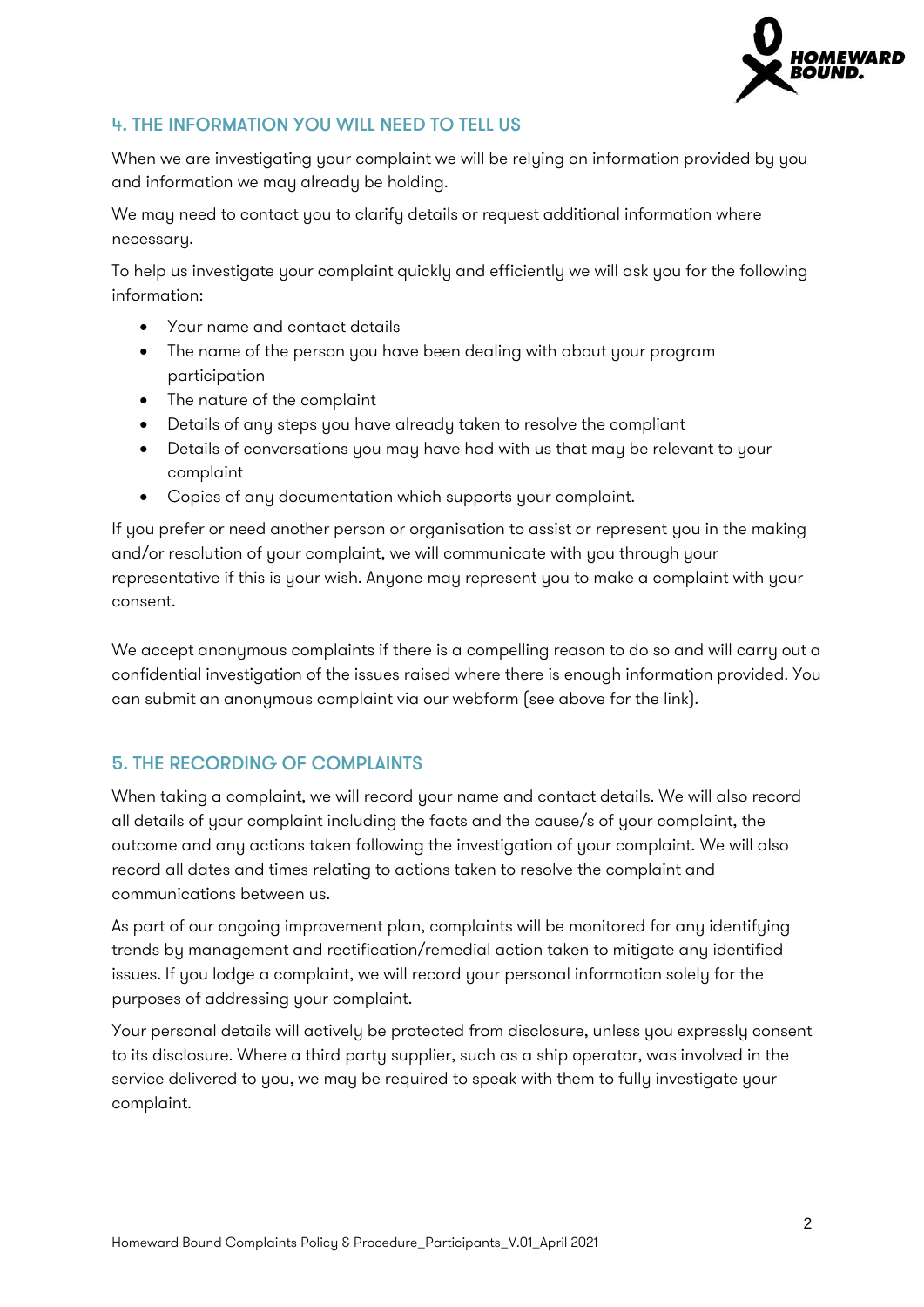## 4. THE INFORMATION YOU WILL NEED TO TELL US

When we are investigating your complaint we will be relying on information provided by you and information we may already be holding.

We may need to contact you to clarify details or request additional information where necessary.

To help us investigate your complaint quickly and efficiently we will ask you for the following information:

- Your name and contact details
- The name of the person you have been dealing with about your program participation
- The nature of the complaint
- Details of any steps you have already taken to resolve the compliant
- Details of conversations you may have had with us that may be relevant to your complaint
- Copies of any documentation which supports your complaint.

If you prefer or need another person or organisation to assist or represent you in the making and/or resolution of your complaint, we will communicate with you through your representative if this is your wish. Anyone may represent you to make a complaint with your consent.

We accept anonymous complaints if there is a compelling reason to do so and will carry out a confidential investigation of the issues raised where there is enough information provided. You can submit an anonymous complaint via our webform (see above for the link).

## 5. THE RECORDING OF COMPLAINTS

When taking a complaint, we will record your name and contact details. We will also record all details of your complaint including the facts and the cause/s of your complaint, the outcome and any actions taken following the investigation of your complaint. We will also record all dates and times relating to actions taken to resolve the complaint and communications between us.

As part of our ongoing improvement plan, complaints will be monitored for any identifying trends by management and rectification/remedial action taken to mitigate any identified issues. If you lodge a complaint, we will record your personal information solely for the purposes of addressing your complaint.

Your personal details will actively be protected from disclosure, unless you expressly consent to its disclosure. Where a third party supplier, such as a ship operator, was involved in the service delivered to you, we may be required to speak with them to fully investigate your complaint.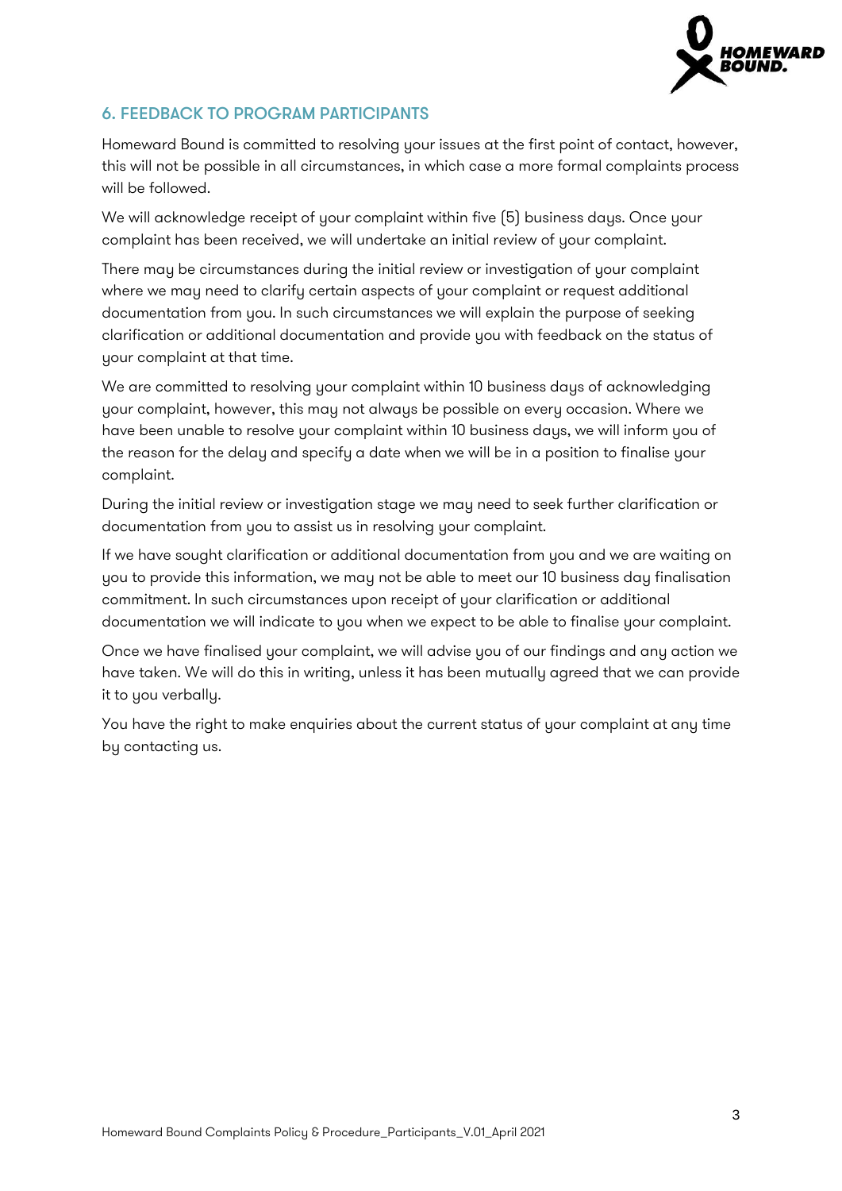## 6. FEEDBACK TO PROGRAM PARTICIPANTS

Homeward Bound is committed to resolving your issues at the first point of contact, however, this will not be possible in all circumstances, in which case a more formal complaints process will be followed.

We will acknowledge receipt of your complaint within five (5) business days. Once your complaint has been received, we will undertake an initial review of your complaint.

There may be circumstances during the initial review or investigation of your complaint where we may need to clarify certain aspects of your complaint or request additional documentation from you. In such circumstances we will explain the purpose of seeking clarification or additional documentation and provide you with feedback on the status of your complaint at that time.

We are committed to resolving your complaint within 10 business days of acknowledging your complaint, however, this may not always be possible on every occasion. Where we have been unable to resolve your complaint within 10 business days, we will inform you of the reason for the delay and specify a date when we will be in a position to finalise your complaint.

During the initial review or investigation stage we may need to seek further clarification or documentation from you to assist us in resolving your complaint.

If we have sought clarification or additional documentation from you and we are waiting on you to provide this information, we may not be able to meet our 10 business day finalisation commitment. In such circumstances upon receipt of your clarification or additional documentation we will indicate to you when we expect to be able to finalise your complaint.

Once we have finalised your complaint, we will advise you of our findings and any action we have taken. We will do this in writing, unless it has been mutually agreed that we can provide it to you verbally.

You have the right to make enquiries about the current status of your complaint at any time by contacting us.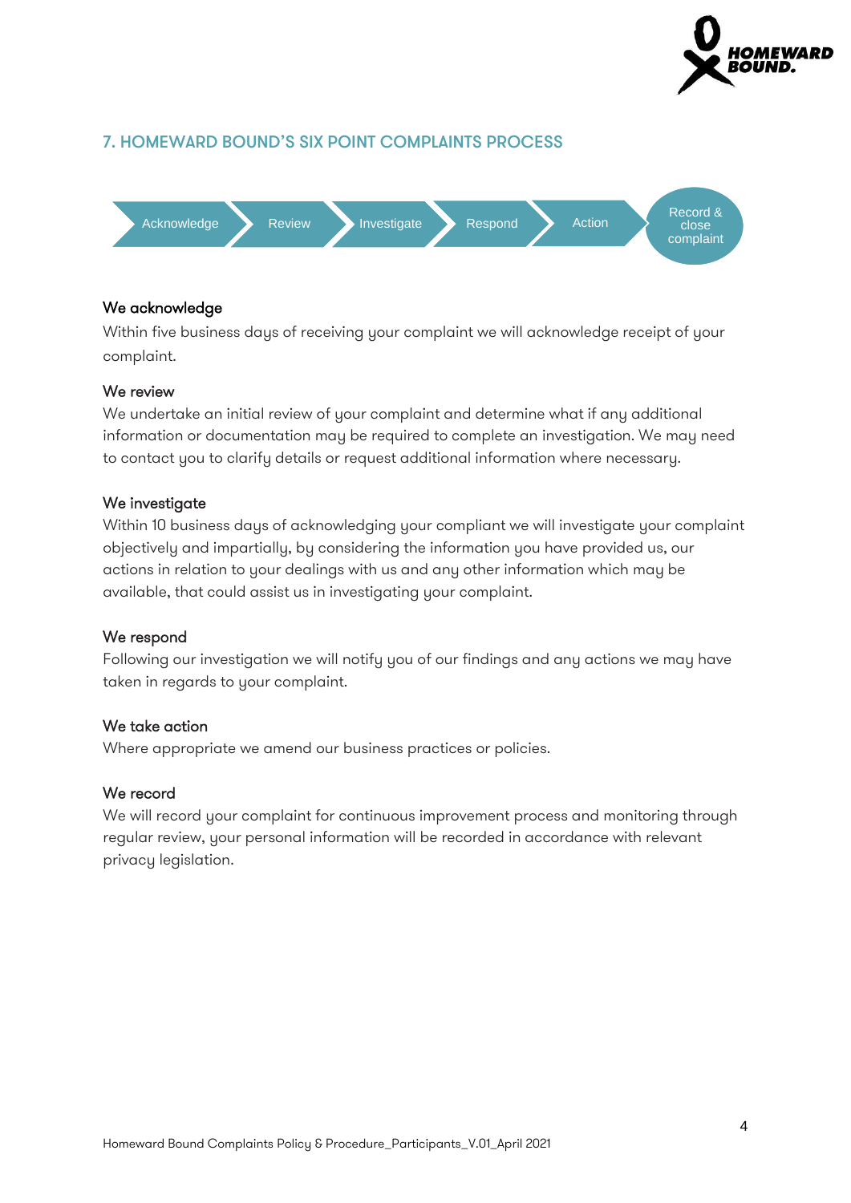## 7. HOMEWARD BOUND'S SIX POINT COMPLAINTS PROCESS

Acknowledge → Review → Investigate → Respond → Action → Record & close complaint

**We acknowledge**
Within five business days of receiving your complaint we will acknowledge receipt of your complaint.

**We review**
We undertake an initial review of your complaint and determine what if any additional information or documentation may be required to complete an investigation. We may need to contact you to clarify details or request additional information where necessary.

**We investigate**
Within 10 business days of acknowledging your compliant we will investigate your complaint objectively and impartially, by considering the information you have provided us, our actions in relation to your dealings with us and any other information which may be available, that could assist us in investigating your complaint.

**We respond**
Following our investigation we will notify you of our findings and any actions we may have taken in regards to your complaint.

**We take action**
Where appropriate we amend our business practices or policies.

**We record**
We will record your complaint for continuous improvement process and monitoring through regular review, your personal information will be recorded in accordance with relevant privacy legislation.